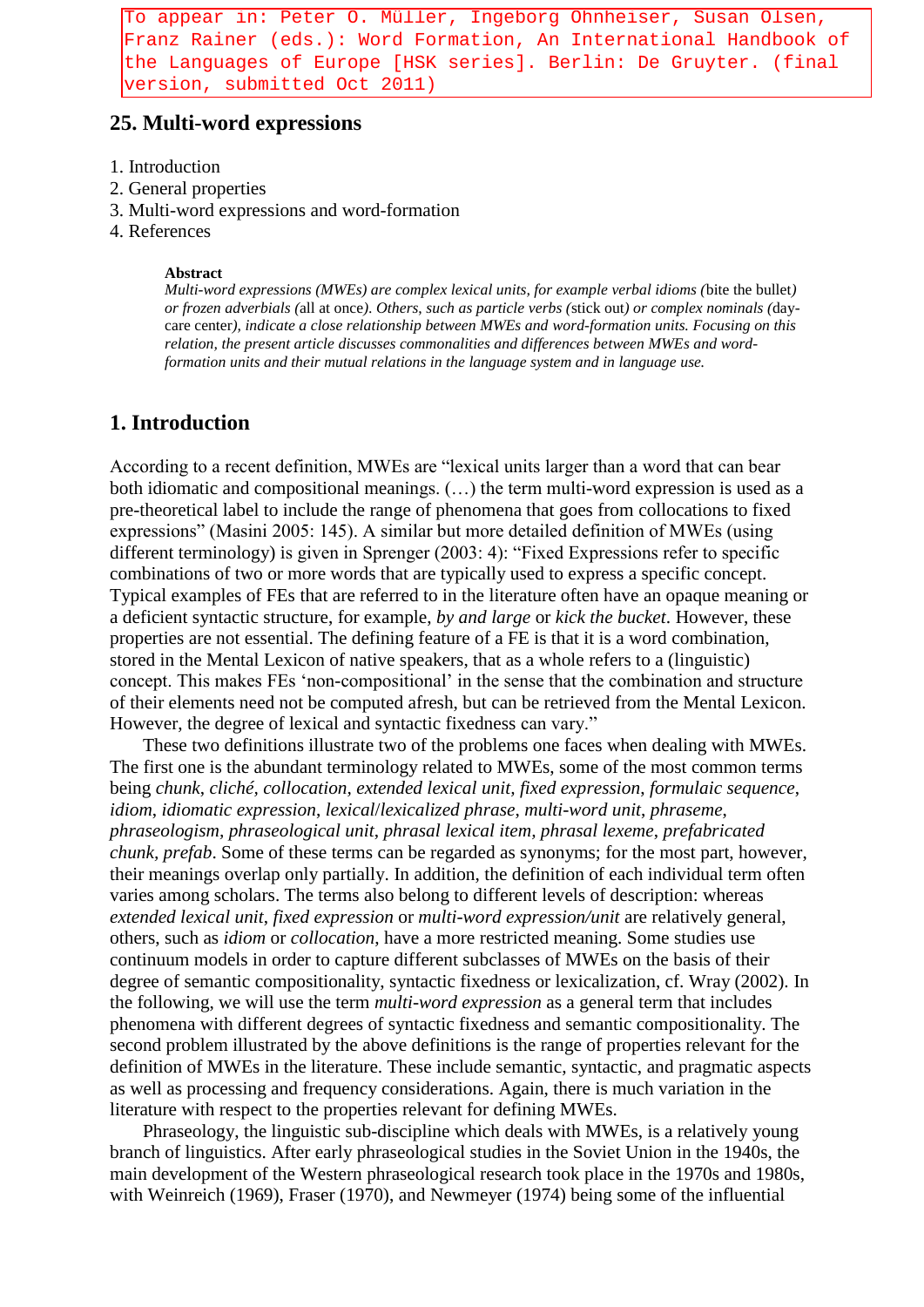To appear in: Peter O. Müller, Ingeborg Ohnheiser, Susan Olsen, Franz Rainer (eds.): Word Formation, An International Handbook of the Languages of Europe [HSK series]. Berlin: De Gruyter. (final version, submitted Oct 2011)

## 25. Multi-word expressions

1. Introduction
2. General properties
3. Multi-word expressions and word-formation
4. References

**Abstract**

*Multi-word expressions (MWEs) are complex lexical units, for example verbal idioms (*bite the bullet*) or frozen adverbials (*all at once*). Others, such as particle verbs (*stick out*) or complex nominals (*day-care center*), indicate a close relationship between MWEs and word-formation units. Focusing on this relation, the present article discusses commonalities and differences between MWEs and word-formation units and their mutual relations in the language system and in language use.*

## 1. Introduction

According to a recent definition, MWEs are "lexical units larger than a word that can bear both idiomatic and compositional meanings. (…) the term multi-word expression is used as a pre-theoretical label to include the range of phenomena that goes from collocations to fixed expressions" (Masini 2005: 145). A similar but more detailed definition of MWEs (using different terminology) is given in Sprenger (2003: 4): "Fixed Expressions refer to specific combinations of two or more words that are typically used to express a specific concept. Typical examples of FEs that are referred to in the literature often have an opaque meaning or a deficient syntactic structure, for example, *by and large* or *kick the bucket*. However, these properties are not essential. The defining feature of a FE is that it is a word combination, stored in the Mental Lexicon of native speakers, that as a whole refers to a (linguistic) concept. This makes FEs 'non-compositional' in the sense that the combination and structure of their elements need not be computed afresh, but can be retrieved from the Mental Lexicon. However, the degree of lexical and syntactic fixedness can vary."

These two definitions illustrate two of the problems one faces when dealing with MWEs. The first one is the abundant terminology related to MWEs, some of the most common terms being *chunk*, *cliché*, *collocation*, *extended lexical unit*, *fixed expression*, *formulaic sequence*, *idiom*, *idiomatic expression*, *lexical*/*lexicalized phrase*, *multi-word unit*, *phraseme*, *phraseologism*, *phraseological unit*, *phrasal lexical item*, *phrasal lexeme*, *prefabricated chunk*, *prefab*. Some of these terms can be regarded as synonyms; for the most part, however, their meanings overlap only partially. In addition, the definition of each individual term often varies among scholars. The terms also belong to different levels of description: whereas *extended lexical unit*, *fixed expression* or *multi-word expression/unit* are relatively general, others, such as *idiom* or *collocation*, have a more restricted meaning. Some studies use continuum models in order to capture different subclasses of MWEs on the basis of their degree of semantic compositionality, syntactic fixedness or lexicalization, cf. Wray (2002). In the following, we will use the term *multi-word expression* as a general term that includes phenomena with different degrees of syntactic fixedness and semantic compositionality. The second problem illustrated by the above definitions is the range of properties relevant for the definition of MWEs in the literature. These include semantic, syntactic, and pragmatic aspects as well as processing and frequency considerations. Again, there is much variation in the literature with respect to the properties relevant for defining MWEs.

Phraseology, the linguistic sub-discipline which deals with MWEs, is a relatively young branch of linguistics. After early phraseological studies in the Soviet Union in the 1940s, the main development of the Western phraseological research took place in the 1970s and 1980s, with Weinreich (1969), Fraser (1970), and Newmeyer (1974) being some of the influential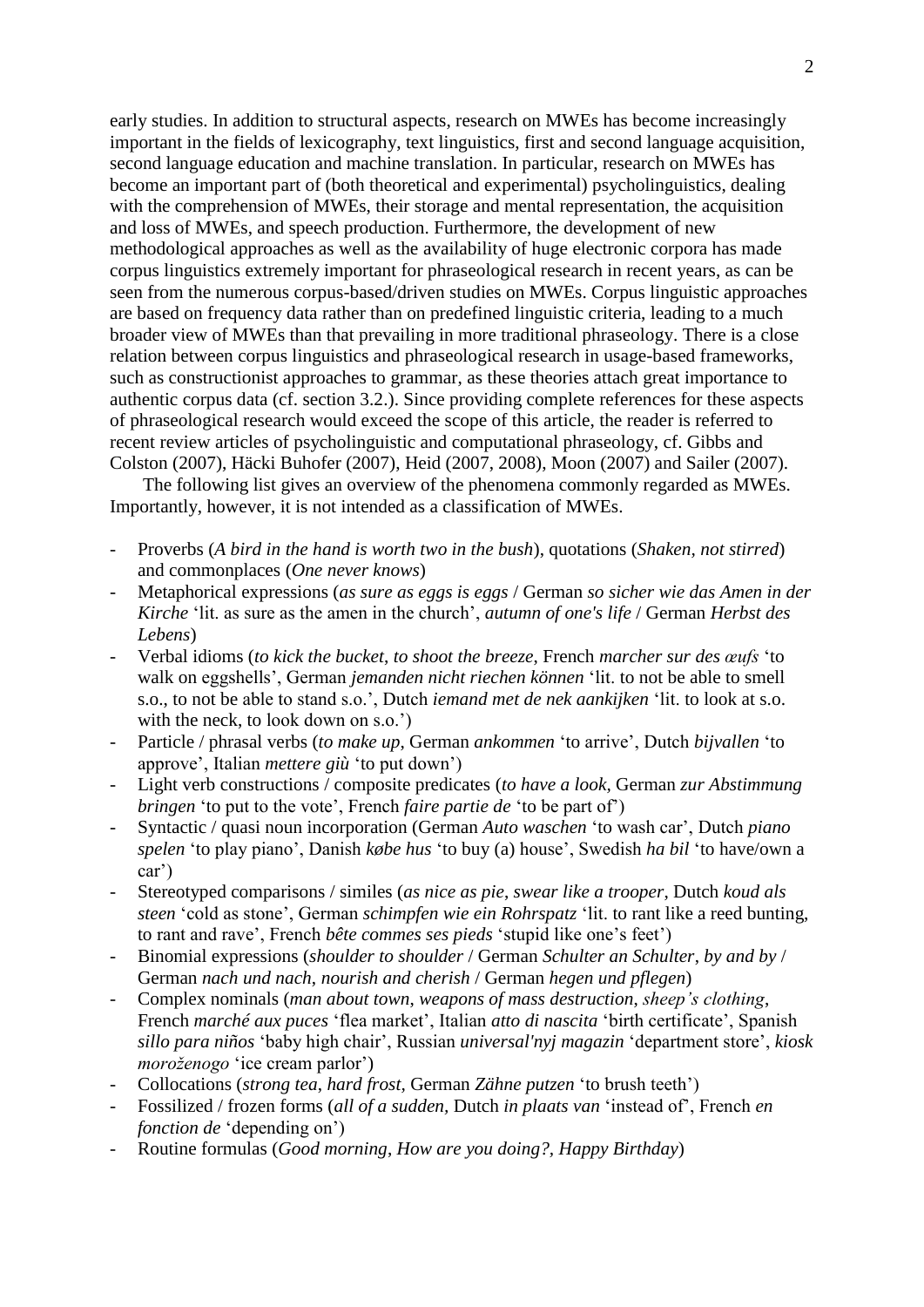early studies. In addition to structural aspects, research on MWEs has become increasingly important in the fields of lexicography, text linguistics, first and second language acquisition, second language education and machine translation. In particular, research on MWEs has become an important part of (both theoretical and experimental) psycholinguistics, dealing with the comprehension of MWEs, their storage and mental representation, the acquisition and loss of MWEs, and speech production. Furthermore, the development of new methodological approaches as well as the availability of huge electronic corpora has made corpus linguistics extremely important for phraseological research in recent years, as can be seen from the numerous corpus-based/driven studies on MWEs. Corpus linguistic approaches are based on frequency data rather than on predefined linguistic criteria, leading to a much broader view of MWEs than that prevailing in more traditional phraseology. There is a close relation between corpus linguistics and phraseological research in usage-based frameworks, such as constructionist approaches to grammar, as these theories attach great importance to authentic corpus data (cf. section 3.2.). Since providing complete references for these aspects of phraseological research would exceed the scope of this article, the reader is referred to recent review articles of psycholinguistic and computational phraseology, cf. Gibbs and Colston (2007), Häcki Buhofer (2007), Heid (2007, 2008), Moon (2007) and Sailer (2007).

The following list gives an overview of the phenomena commonly regarded as MWEs. Importantly, however, it is not intended as a classification of MWEs.

- Proverbs (*A bird in the hand is worth two in the bush*), quotations (*Shaken, not stirred*) and commonplaces (*One never knows*)
- Metaphorical expressions (*as sure as eggs is eggs* / German *so sicher wie das Amen in der Kirche* 'lit. as sure as the amen in the church', *autumn of one's life* / German *Herbst des Lebens*)
- Verbal idioms (*to kick the bucket*, *to shoot the breeze*, French *marcher sur des œufs* 'to walk on eggshells', German *jemanden nicht riechen können* 'lit. to not be able to smell s.o., to not be able to stand s.o.', Dutch *iemand met de nek aankijken* 'lit. to look at s.o. with the neck, to look down on s.o.')
- Particle / phrasal verbs (*to make up*, German *ankommen* 'to arrive', Dutch *bijvallen* 'to approve', Italian *mettere giù* 'to put down')
- Light verb constructions / composite predicates (*to have a look*, German *zur Abstimmung bringen* 'to put to the vote', French *faire partie de* 'to be part of')
- Syntactic / quasi noun incorporation (German *Auto waschen* 'to wash car', Dutch *piano spelen* 'to play piano', Danish *købe hus* 'to buy (a) house', Swedish *ha bil* 'to have/own a car')
- Stereotyped comparisons / similes (*as nice as pie*, *swear like a trooper*, Dutch *koud als steen* 'cold as stone', German *schimpfen wie ein Rohrspatz* 'lit. to rant like a reed bunting, to rant and rave', French *bête commes ses pieds* 'stupid like one's feet')
- Binomial expressions (*shoulder to shoulder* / German *Schulter an Schulter*, *by and by* / German *nach und nach*, *nourish and cherish* / German *hegen und pflegen*)
- Complex nominals (*man about town*, *weapons of mass destruction*, *sheep's clothing*, French *marché aux puces* 'flea market', Italian *atto di nascita* 'birth certificate', Spanish *sillo para niños* 'baby high chair', Russian *universal'nyj magazin* 'department store', *kiosk moroženogo* 'ice cream parlor')
- Collocations (*strong tea*, *hard frost*, German *Zähne putzen* 'to brush teeth')
- Fossilized / frozen forms (*all of a sudden*, Dutch *in plaats van* 'instead of', French *en fonction de* 'depending on')
- Routine formulas (*Good morning*, *How are you doing?*, *Happy Birthday*)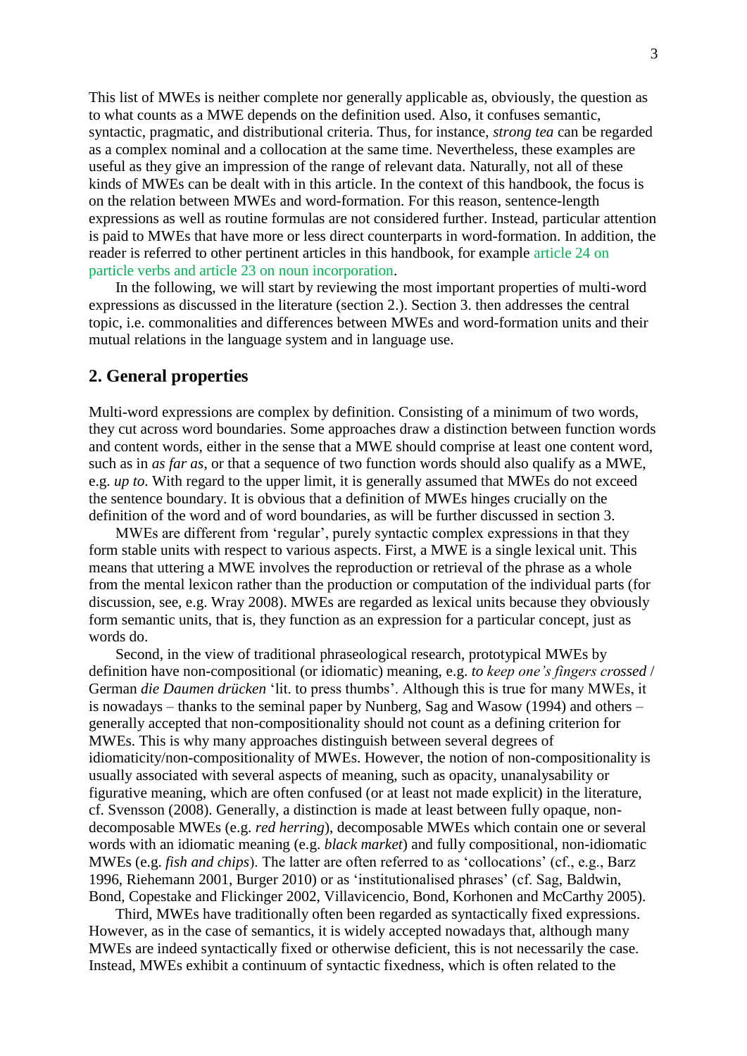This list of MWEs is neither complete nor generally applicable as, obviously, the question as to what counts as a MWE depends on the definition used. Also, it confuses semantic, syntactic, pragmatic, and distributional criteria. Thus, for instance, *strong tea* can be regarded as a complex nominal and a collocation at the same time. Nevertheless, these examples are useful as they give an impression of the range of relevant data. Naturally, not all of these kinds of MWEs can be dealt with in this article. In the context of this handbook, the focus is on the relation between MWEs and word-formation. For this reason, sentence-length expressions as well as routine formulas are not considered further. Instead, particular attention is paid to MWEs that have more or less direct counterparts in word-formation. In addition, the reader is referred to other pertinent articles in this handbook, for example article 24 on particle verbs and article 23 on noun incorporation.

In the following, we will start by reviewing the most important properties of multi-word expressions as discussed in the literature (section 2.). Section 3. then addresses the central topic, i.e. commonalities and differences between MWEs and word-formation units and their mutual relations in the language system and in language use.

## 2. General properties

Multi-word expressions are complex by definition. Consisting of a minimum of two words, they cut across word boundaries. Some approaches draw a distinction between function words and content words, either in the sense that a MWE should comprise at least one content word, such as in *as far as*, or that a sequence of two function words should also qualify as a MWE, e.g. *up to*. With regard to the upper limit, it is generally assumed that MWEs do not exceed the sentence boundary. It is obvious that a definition of MWEs hinges crucially on the definition of the word and of word boundaries, as will be further discussed in section 3.

MWEs are different from 'regular', purely syntactic complex expressions in that they form stable units with respect to various aspects. First, a MWE is a single lexical unit. This means that uttering a MWE involves the reproduction or retrieval of the phrase as a whole from the mental lexicon rather than the production or computation of the individual parts (for discussion, see, e.g. Wray 2008). MWEs are regarded as lexical units because they obviously form semantic units, that is, they function as an expression for a particular concept, just as words do.

Second, in the view of traditional phraseological research, prototypical MWEs by definition have non-compositional (or idiomatic) meaning, e.g. *to keep one's fingers crossed* / German *die Daumen drücken* 'lit. to press thumbs'. Although this is true for many MWEs, it is nowadays – thanks to the seminal paper by Nunberg, Sag and Wasow (1994) and others – generally accepted that non-compositionality should not count as a defining criterion for MWEs. This is why many approaches distinguish between several degrees of idiomaticity/non-compositionality of MWEs. However, the notion of non-compositionality is usually associated with several aspects of meaning, such as opacity, unanalysability or figurative meaning, which are often confused (or at least not made explicit) in the literature, cf. Svensson (2008). Generally, a distinction is made at least between fully opaque, non-decomposable MWEs (e.g. *red herring*), decomposable MWEs which contain one or several words with an idiomatic meaning (e.g. *black market*) and fully compositional, non-idiomatic MWEs (e.g. *fish and chips*). The latter are often referred to as 'collocations' (cf., e.g., Barz 1996, Riehemann 2001, Burger 2010) or as 'institutionalised phrases' (cf. Sag, Baldwin, Bond, Copestake and Flickinger 2002, Villavicencio, Bond, Korhonen and McCarthy 2005).

Third, MWEs have traditionally often been regarded as syntactically fixed expressions. However, as in the case of semantics, it is widely accepted nowadays that, although many MWEs are indeed syntactically fixed or otherwise deficient, this is not necessarily the case. Instead, MWEs exhibit a continuum of syntactic fixedness, which is often related to the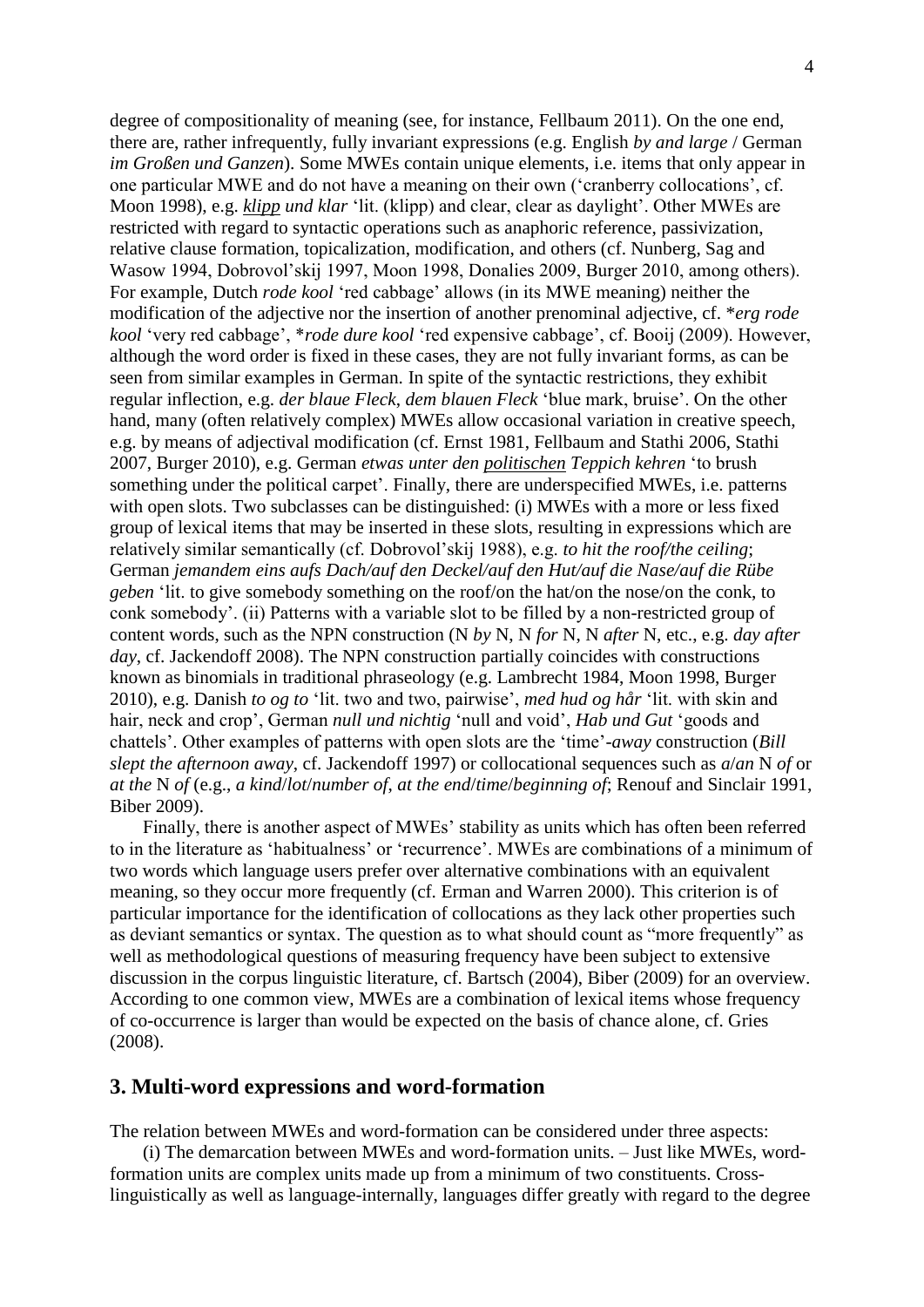degree of compositionality of meaning (see, for instance, Fellbaum 2011). On the one end, there are, rather infrequently, fully invariant expressions (e.g. English *by and large* / German *im Großen und Ganzen*). Some MWEs contain unique elements, i.e. items that only appear in one particular MWE and do not have a meaning on their own ('cranberry collocations', cf. Moon 1998), e.g. *<u>klipp</u> und klar* 'lit. (klipp) and clear, clear as daylight'. Other MWEs are restricted with regard to syntactic operations such as anaphoric reference, passivization, relative clause formation, topicalization, modification, and others (cf. Nunberg, Sag and Wasow 1994, Dobrovol'skij 1997, Moon 1998, Donalies 2009, Burger 2010, among others). For example, Dutch *rode kool* 'red cabbage' allows (in its MWE meaning) neither the modification of the adjective nor the insertion of another prenominal adjective, cf. \**erg rode kool* 'very red cabbage', \**rode dure kool* 'red expensive cabbage', cf. Booij (2009). However, although the word order is fixed in these cases, they are not fully invariant forms, as can be seen from similar examples in German. In spite of the syntactic restrictions, they exhibit regular inflection, e.g. *der blaue Fleck*, *dem blauen Fleck* 'blue mark, bruise'. On the other hand, many (often relatively complex) MWEs allow occasional variation in creative speech, e.g. by means of adjectival modification (cf. Ernst 1981, Fellbaum and Stathi 2006, Stathi 2007, Burger 2010), e.g. German *etwas unter den <u>politischen</u> Teppich kehren* 'to brush something under the political carpet'. Finally, there are underspecified MWEs, i.e. patterns with open slots. Two subclasses can be distinguished: (i) MWEs with a more or less fixed group of lexical items that may be inserted in these slots, resulting in expressions which are relatively similar semantically (cf. Dobrovol'skij 1988), e.g. *to hit the roof/the ceiling*; German *jemandem eins aufs Dach/auf den Deckel/auf den Hut/auf die Nase/auf die Rübe geben* 'lit. to give somebody something on the roof/on the hat/on the nose/on the conk, to conk somebody'. (ii) Patterns with a variable slot to be filled by a non-restricted group of content words, such as the NPN construction (N *by* N, N *for* N, N *after* N, etc., e.g. *day after day*, cf. Jackendoff 2008). The NPN construction partially coincides with constructions known as binomials in traditional phraseology (e.g. Lambrecht 1984, Moon 1998, Burger 2010), e.g. Danish *to og to* 'lit. two and two, pairwise', *med hud og hår* 'lit. with skin and hair, neck and crop', German *null und nichtig* 'null and void', *Hab und Gut* 'goods and chattels'. Other examples of patterns with open slots are the 'time'-*away* construction (*Bill slept the afternoon away*, cf. Jackendoff 1997) or collocational sequences such as *a*/*an* N *of* or *at the* N *of* (e.g., *a kind*/*lot*/*number of*, *at the end*/*time*/*beginning of*; Renouf and Sinclair 1991, Biber 2009).

Finally, there is another aspect of MWEs' stability as units which has often been referred to in the literature as 'habitualness' or 'recurrence'. MWEs are combinations of a minimum of two words which language users prefer over alternative combinations with an equivalent meaning, so they occur more frequently (cf. Erman and Warren 2000). This criterion is of particular importance for the identification of collocations as they lack other properties such as deviant semantics or syntax. The question as to what should count as "more frequently" as well as methodological questions of measuring frequency have been subject to extensive discussion in the corpus linguistic literature, cf. Bartsch (2004), Biber (2009) for an overview. According to one common view, MWEs are a combination of lexical items whose frequency of co-occurrence is larger than would be expected on the basis of chance alone, cf. Gries (2008).

## 3. Multi-word expressions and word-formation

The relation between MWEs and word-formation can be considered under three aspects:

(i) The demarcation between MWEs and word-formation units. – Just like MWEs, word-formation units are complex units made up from a minimum of two constituents. Cross-linguistically as well as language-internally, languages differ greatly with regard to the degree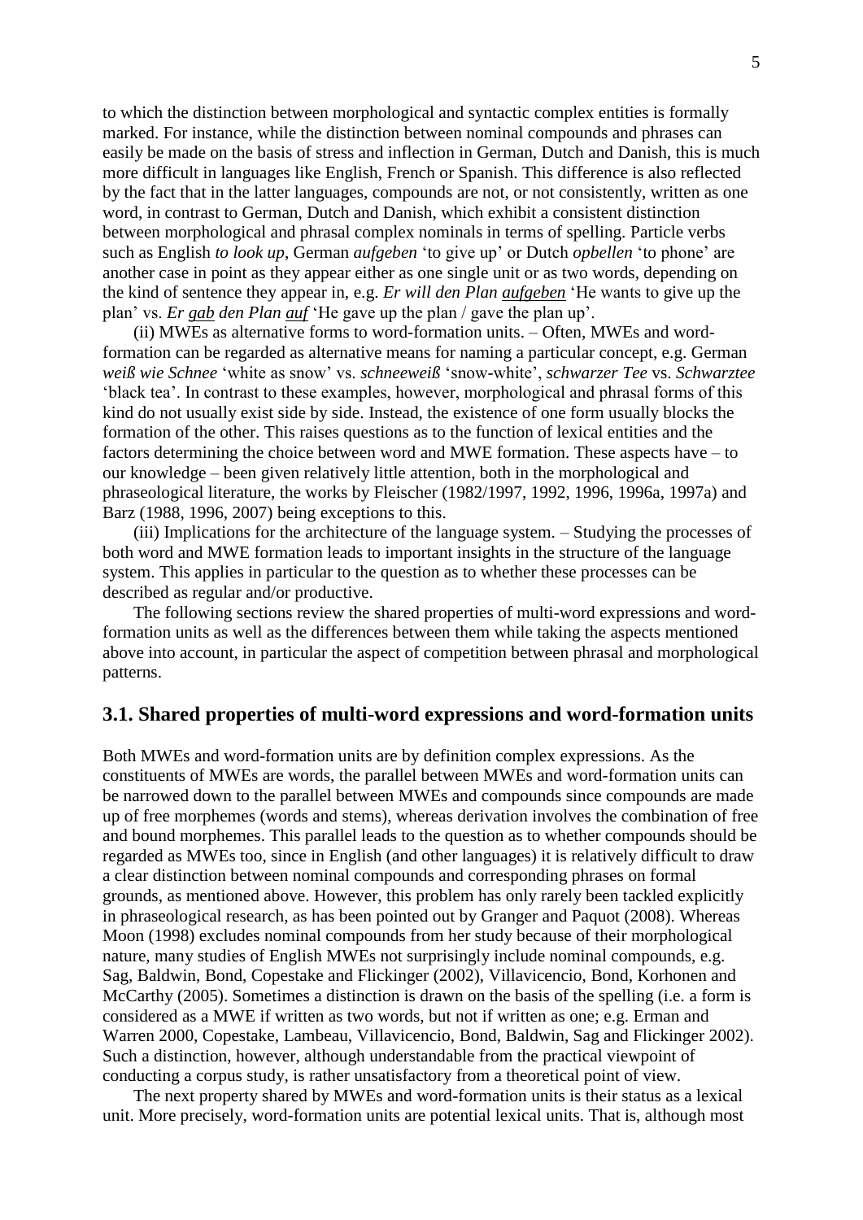to which the distinction between morphological and syntactic complex entities is formally marked. For instance, while the distinction between nominal compounds and phrases can easily be made on the basis of stress and inflection in German, Dutch and Danish, this is much more difficult in languages like English, French or Spanish. This difference is also reflected by the fact that in the latter languages, compounds are not, or not consistently, written as one word, in contrast to German, Dutch and Danish, which exhibit a consistent distinction between morphological and phrasal complex nominals in terms of spelling. Particle verbs such as English *to look up*, German *aufgeben* 'to give up' or Dutch *opbellen* 'to phone' are another case in point as they appear either as one single unit or as two words, depending on the kind of sentence they appear in, e.g. *Er will den Plan <u>aufgeben</u>* 'He wants to give up the plan' vs. *Er <u>gab</u> den Plan <u>auf</u>* 'He gave up the plan / gave the plan up'.

(ii) MWEs as alternative forms to word-formation units. – Often, MWEs and word-formation can be regarded as alternative means for naming a particular concept, e.g. German *weiß wie Schnee* 'white as snow' vs. *schneeweiß* 'snow-white', *schwarzer Tee* vs. *Schwarztee* 'black tea'. In contrast to these examples, however, morphological and phrasal forms of this kind do not usually exist side by side. Instead, the existence of one form usually blocks the formation of the other. This raises questions as to the function of lexical entities and the factors determining the choice between word and MWE formation. These aspects have – to our knowledge – been given relatively little attention, both in the morphological and phraseological literature, the works by Fleischer (1982/1997, 1992, 1996, 1996a, 1997a) and Barz (1988, 1996, 2007) being exceptions to this.

(iii) Implications for the architecture of the language system. – Studying the processes of both word and MWE formation leads to important insights in the structure of the language system. This applies in particular to the question as to whether these processes can be described as regular and/or productive.

The following sections review the shared properties of multi-word expressions and word-formation units as well as the differences between them while taking the aspects mentioned above into account, in particular the aspect of competition between phrasal and morphological patterns.

## 3.1. Shared properties of multi-word expressions and word-formation units

Both MWEs and word-formation units are by definition complex expressions. As the constituents of MWEs are words, the parallel between MWEs and word-formation units can be narrowed down to the parallel between MWEs and compounds since compounds are made up of free morphemes (words and stems), whereas derivation involves the combination of free and bound morphemes. This parallel leads to the question as to whether compounds should be regarded as MWEs too, since in English (and other languages) it is relatively difficult to draw a clear distinction between nominal compounds and corresponding phrases on formal grounds, as mentioned above. However, this problem has only rarely been tackled explicitly in phraseological research, as has been pointed out by Granger and Paquot (2008). Whereas Moon (1998) excludes nominal compounds from her study because of their morphological nature, many studies of English MWEs not surprisingly include nominal compounds, e.g. Sag, Baldwin, Bond, Copestake and Flickinger (2002), Villavicencio, Bond, Korhonen and McCarthy (2005). Sometimes a distinction is drawn on the basis of the spelling (i.e. a form is considered as a MWE if written as two words, but not if written as one; e.g. Erman and Warren 2000, Copestake, Lambeau, Villavicencio, Bond, Baldwin, Sag and Flickinger 2002). Such a distinction, however, although understandable from the practical viewpoint of conducting a corpus study, is rather unsatisfactory from a theoretical point of view.

The next property shared by MWEs and word-formation units is their status as a lexical unit. More precisely, word-formation units are potential lexical units. That is, although most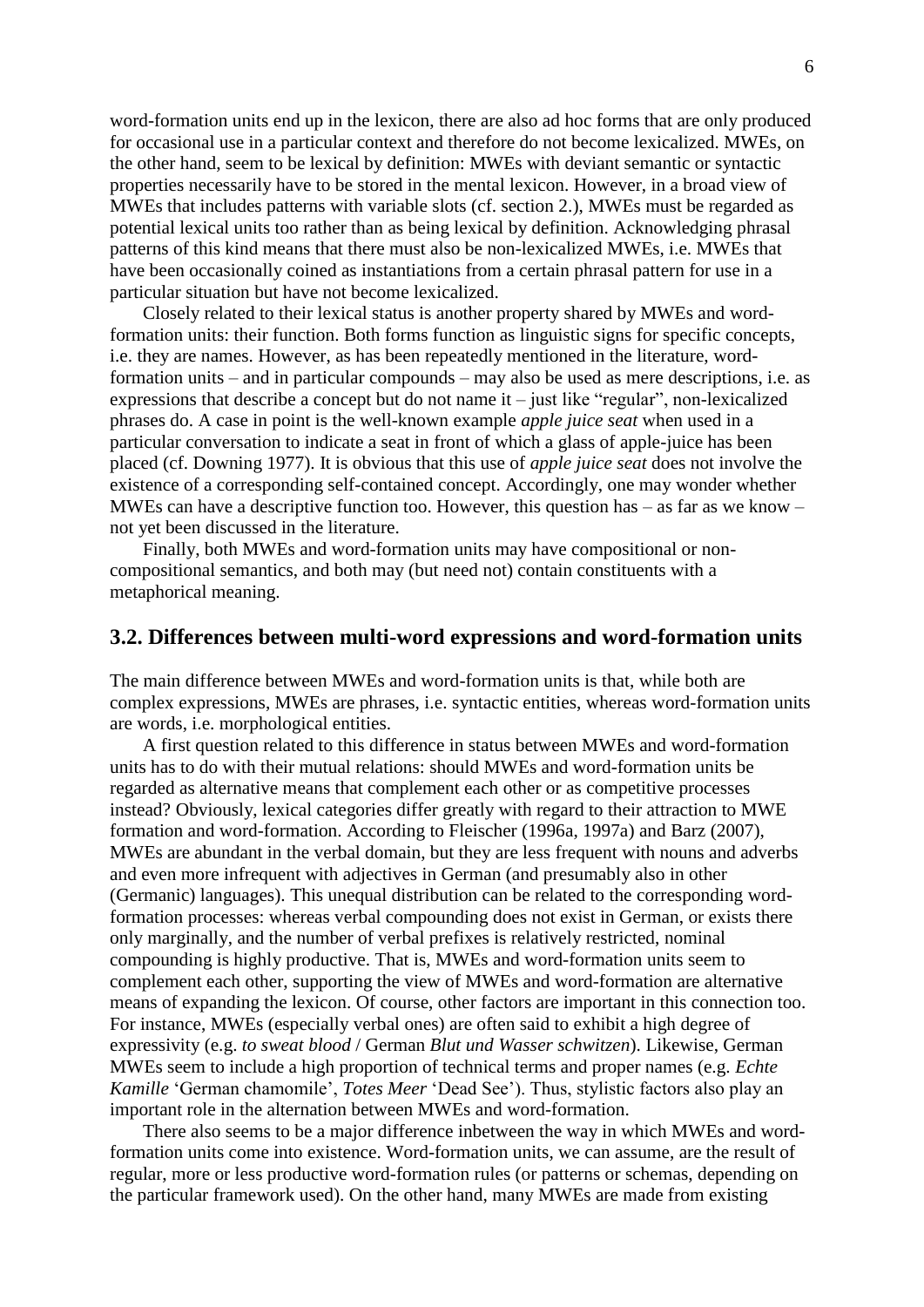word-formation units end up in the lexicon, there are also ad hoc forms that are only produced for occasional use in a particular context and therefore do not become lexicalized. MWEs, on the other hand, seem to be lexical by definition: MWEs with deviant semantic or syntactic properties necessarily have to be stored in the mental lexicon. However, in a broad view of MWEs that includes patterns with variable slots (cf. section 2.), MWEs must be regarded as potential lexical units too rather than as being lexical by definition. Acknowledging phrasal patterns of this kind means that there must also be non-lexicalized MWEs, i.e. MWEs that have been occasionally coined as instantiations from a certain phrasal pattern for use in a particular situation but have not become lexicalized.

Closely related to their lexical status is another property shared by MWEs and word-formation units: their function. Both forms function as linguistic signs for specific concepts, i.e. they are names. However, as has been repeatedly mentioned in the literature, word-formation units – and in particular compounds – may also be used as mere descriptions, i.e. as expressions that describe a concept but do not name it – just like "regular", non-lexicalized phrases do. A case in point is the well-known example *apple juice seat* when used in a particular conversation to indicate a seat in front of which a glass of apple-juice has been placed (cf. Downing 1977). It is obvious that this use of *apple juice seat* does not involve the existence of a corresponding self-contained concept. Accordingly, one may wonder whether MWEs can have a descriptive function too. However, this question has – as far as we know – not yet been discussed in the literature.

Finally, both MWEs and word-formation units may have compositional or non-compositional semantics, and both may (but need not) contain constituents with a metaphorical meaning.

## 3.2. Differences between multi-word expressions and word-formation units

The main difference between MWEs and word-formation units is that, while both are complex expressions, MWEs are phrases, i.e. syntactic entities, whereas word-formation units are words, i.e. morphological entities.

A first question related to this difference in status between MWEs and word-formation units has to do with their mutual relations: should MWEs and word-formation units be regarded as alternative means that complement each other or as competitive processes instead? Obviously, lexical categories differ greatly with regard to their attraction to MWE formation and word-formation. According to Fleischer (1996a, 1997a) and Barz (2007), MWEs are abundant in the verbal domain, but they are less frequent with nouns and adverbs and even more infrequent with adjectives in German (and presumably also in other (Germanic) languages). This unequal distribution can be related to the corresponding word-formation processes: whereas verbal compounding does not exist in German, or exists there only marginally, and the number of verbal prefixes is relatively restricted, nominal compounding is highly productive. That is, MWEs and word-formation units seem to complement each other, supporting the view of MWEs and word-formation are alternative means of expanding the lexicon. Of course, other factors are important in this connection too. For instance, MWEs (especially verbal ones) are often said to exhibit a high degree of expressivity (e.g. *to sweat blood* / German *Blut und Wasser schwitzen*). Likewise, German MWEs seem to include a high proportion of technical terms and proper names (e.g. *Echte Kamille* 'German chamomile', *Totes Meer* 'Dead See'). Thus, stylistic factors also play an important role in the alternation between MWEs and word-formation.

There also seems to be a major difference inbetween the way in which MWEs and word-formation units come into existence. Word-formation units, we can assume, are the result of regular, more or less productive word-formation rules (or patterns or schemas, depending on the particular framework used). On the other hand, many MWEs are made from existing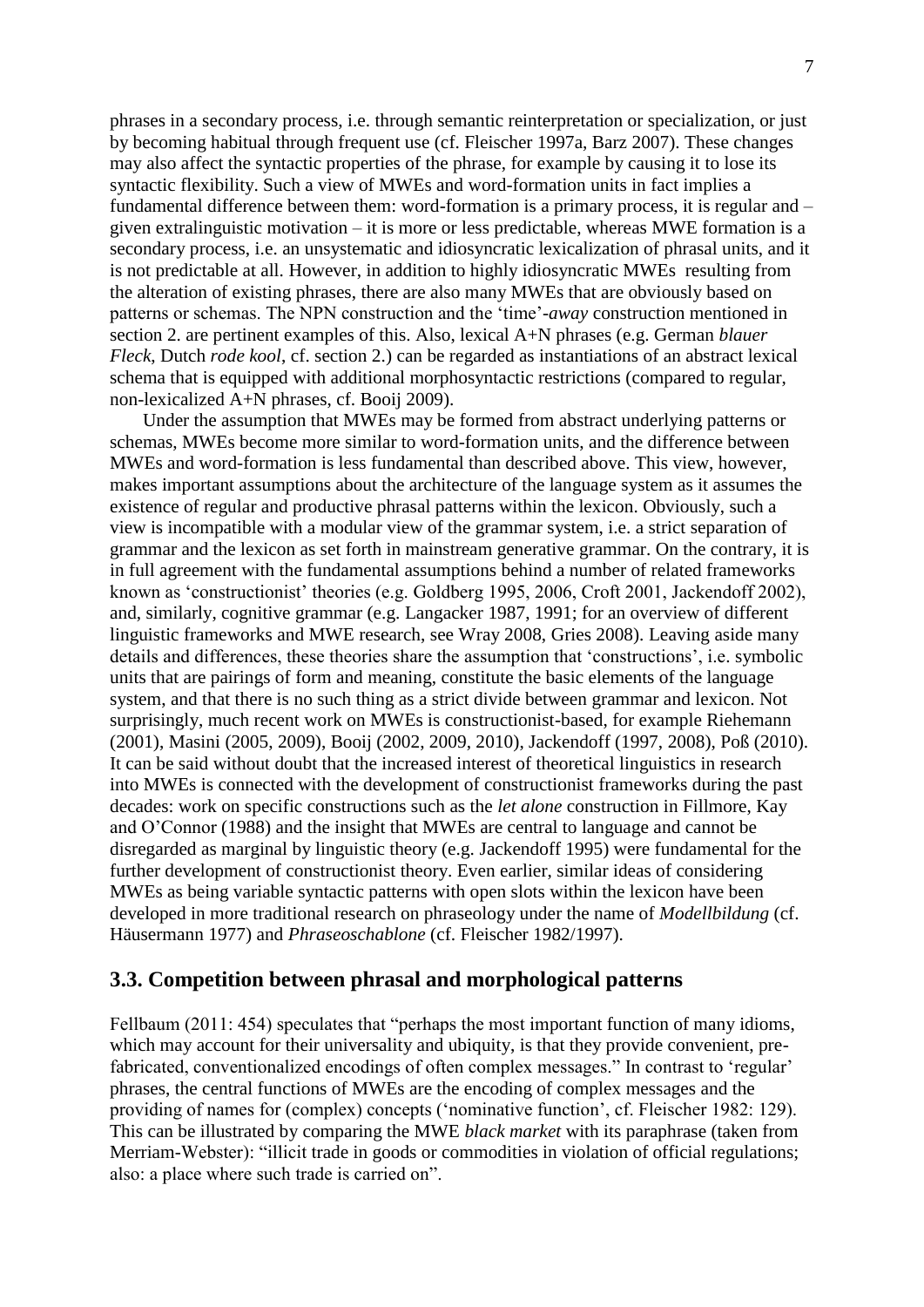phrases in a secondary process, i.e. through semantic reinterpretation or specialization, or just by becoming habitual through frequent use (cf. Fleischer 1997a, Barz 2007). These changes may also affect the syntactic properties of the phrase, for example by causing it to lose its syntactic flexibility. Such a view of MWEs and word-formation units in fact implies a fundamental difference between them: word-formation is a primary process, it is regular and – given extralinguistic motivation – it is more or less predictable, whereas MWE formation is a secondary process, i.e. an unsystematic and idiosyncratic lexicalization of phrasal units, and it is not predictable at all. However, in addition to highly idiosyncratic MWEs resulting from the alteration of existing phrases, there are also many MWEs that are obviously based on patterns or schemas. The NPN construction and the 'time'-*away* construction mentioned in section 2. are pertinent examples of this. Also, lexical A+N phrases (e.g. German *blauer Fleck*, Dutch *rode kool*, cf. section 2.) can be regarded as instantiations of an abstract lexical schema that is equipped with additional morphosyntactic restrictions (compared to regular, non-lexicalized A+N phrases, cf. Booij 2009).

Under the assumption that MWEs may be formed from abstract underlying patterns or schemas, MWEs become more similar to word-formation units, and the difference between MWEs and word-formation is less fundamental than described above. This view, however, makes important assumptions about the architecture of the language system as it assumes the existence of regular and productive phrasal patterns within the lexicon. Obviously, such a view is incompatible with a modular view of the grammar system, i.e. a strict separation of grammar and the lexicon as set forth in mainstream generative grammar. On the contrary, it is in full agreement with the fundamental assumptions behind a number of related frameworks known as 'constructionist' theories (e.g. Goldberg 1995, 2006, Croft 2001, Jackendoff 2002), and, similarly, cognitive grammar (e.g. Langacker 1987, 1991; for an overview of different linguistic frameworks and MWE research, see Wray 2008, Gries 2008). Leaving aside many details and differences, these theories share the assumption that 'constructions', i.e. symbolic units that are pairings of form and meaning, constitute the basic elements of the language system, and that there is no such thing as a strict divide between grammar and lexicon. Not surprisingly, much recent work on MWEs is constructionist-based, for example Riehemann (2001), Masini (2005, 2009), Booij (2002, 2009, 2010), Jackendoff (1997, 2008), Poß (2010). It can be said without doubt that the increased interest of theoretical linguistics in research into MWEs is connected with the development of constructionist frameworks during the past decades: work on specific constructions such as the *let alone* construction in Fillmore, Kay and O'Connor (1988) and the insight that MWEs are central to language and cannot be disregarded as marginal by linguistic theory (e.g. Jackendoff 1995) were fundamental for the further development of constructionist theory. Even earlier, similar ideas of considering MWEs as being variable syntactic patterns with open slots within the lexicon have been developed in more traditional research on phraseology under the name of *Modellbildung* (cf. Häusermann 1977) and *Phraseoschablone* (cf. Fleischer 1982/1997).

## 3.3. Competition between phrasal and morphological patterns

Fellbaum (2011: 454) speculates that "perhaps the most important function of many idioms, which may account for their universality and ubiquity, is that they provide convenient, pre-fabricated, conventionalized encodings of often complex messages." In contrast to 'regular' phrases, the central functions of MWEs are the encoding of complex messages and the providing of names for (complex) concepts ('nominative function', cf. Fleischer 1982: 129). This can be illustrated by comparing the MWE *black market* with its paraphrase (taken from Merriam-Webster): "illicit trade in goods or commodities in violation of official regulations; also: a place where such trade is carried on".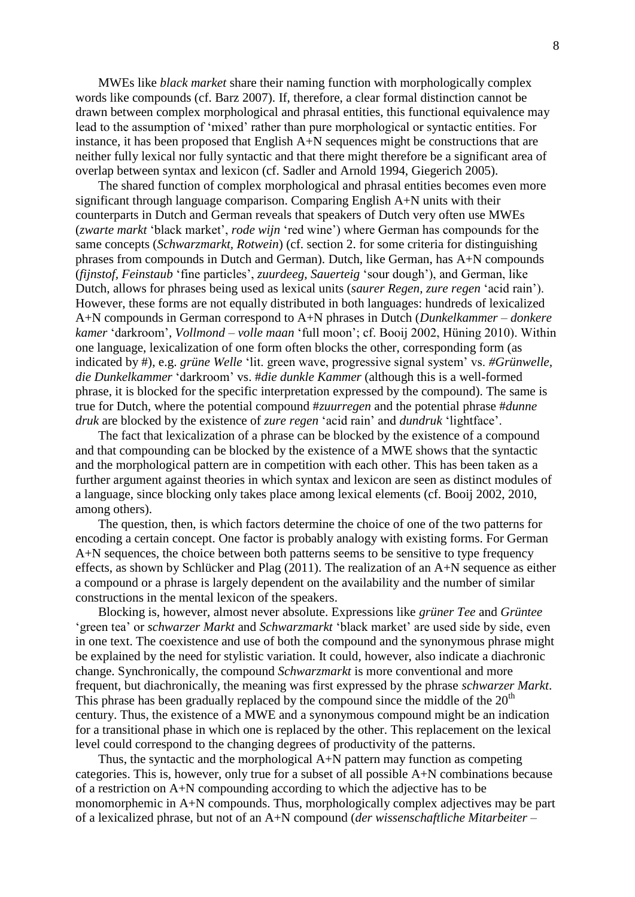MWEs like *black market* share their naming function with morphologically complex words like compounds (cf. Barz 2007). If, therefore, a clear formal distinction cannot be drawn between complex morphological and phrasal entities, this functional equivalence may lead to the assumption of 'mixed' rather than pure morphological or syntactic entities. For instance, it has been proposed that English A+N sequences might be constructions that are neither fully lexical nor fully syntactic and that there might therefore be a significant area of overlap between syntax and lexicon (cf. Sadler and Arnold 1994, Giegerich 2005).

The shared function of complex morphological and phrasal entities becomes even more significant through language comparison. Comparing English A+N units with their counterparts in Dutch and German reveals that speakers of Dutch very often use MWEs (*zwarte markt* 'black market', *rode wijn* 'red wine') where German has compounds for the same concepts (*Schwarzmarkt, Rotwein*) (cf. section 2. for some criteria for distinguishing phrases from compounds in Dutch and German). Dutch, like German, has A+N compounds (*fijnstof, Feinstaub* 'fine particles', *zuurdeeg, Sauerteig* 'sour dough'), and German, like Dutch, allows for phrases being used as lexical units (*saurer Regen, zure regen* 'acid rain'). However, these forms are not equally distributed in both languages: hundreds of lexicalized A+N compounds in German correspond to A+N phrases in Dutch (*Dunkelkammer* – *donkere kamer* 'darkroom', *Vollmond* – *volle maan* 'full moon'; cf. Booij 2002, Hüning 2010). Within one language, lexicalization of one form often blocks the other, corresponding form (as indicated by #), e.g. *grüne Welle* 'lit. green wave, progressive signal system' vs. *#Grünwelle, die Dunkelkammer* 'darkroom' vs. #*die dunkle Kammer* (although this is a well-formed phrase, it is blocked for the specific interpretation expressed by the compound). The same is true for Dutch, where the potential compound #*zuurregen* and the potential phrase #*dunne druk* are blocked by the existence of *zure regen* 'acid rain' and *dundruk* 'lightface'.

The fact that lexicalization of a phrase can be blocked by the existence of a compound and that compounding can be blocked by the existence of a MWE shows that the syntactic and the morphological pattern are in competition with each other. This has been taken as a further argument against theories in which syntax and lexicon are seen as distinct modules of a language, since blocking only takes place among lexical elements (cf. Booij 2002, 2010, among others).

The question, then, is which factors determine the choice of one of the two patterns for encoding a certain concept. One factor is probably analogy with existing forms. For German A+N sequences, the choice between both patterns seems to be sensitive to type frequency effects, as shown by Schlücker and Plag (2011). The realization of an A+N sequence as either a compound or a phrase is largely dependent on the availability and the number of similar constructions in the mental lexicon of the speakers.

Blocking is, however, almost never absolute. Expressions like *grüner Tee* and *Grüntee* 'green tea' or *schwarzer Markt* and *Schwarzmarkt* 'black market' are used side by side, even in one text. The coexistence and use of both the compound and the synonymous phrase might be explained by the need for stylistic variation. It could, however, also indicate a diachronic change. Synchronically, the compound *Schwarzmarkt* is more conventional and more frequent, but diachronically, the meaning was first expressed by the phrase *schwarzer Markt*. This phrase has been gradually replaced by the compound since the middle of the 20th century. Thus, the existence of a MWE and a synonymous compound might be an indication for a transitional phase in which one is replaced by the other. This replacement on the lexical level could correspond to the changing degrees of productivity of the patterns.

Thus, the syntactic and the morphological A+N pattern may function as competing categories. This is, however, only true for a subset of all possible A+N combinations because of a restriction on A+N compounding according to which the adjective has to be monomorphemic in A+N compounds. Thus, morphologically complex adjectives may be part of a lexicalized phrase, but not of an A+N compound (*der wissenschaftliche Mitarbeiter* –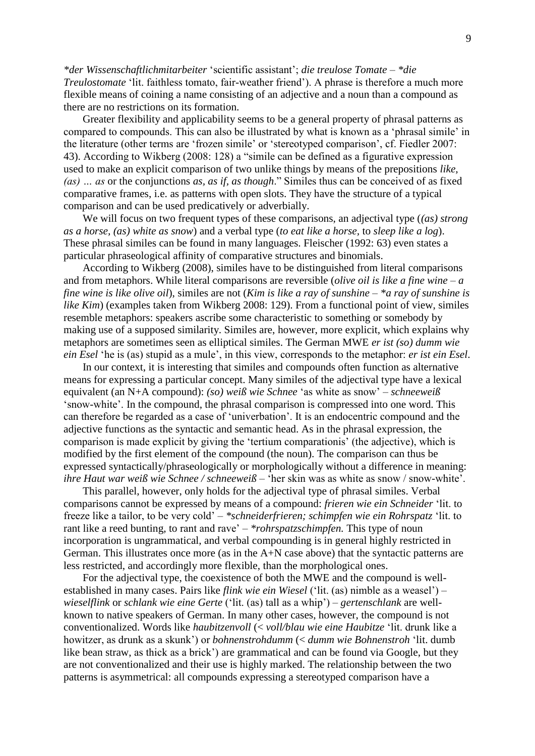*\*der Wissenschaftlichmitarbeiter* 'scientific assistant'; *die treulose Tomate* – *\*die Treulostomate* 'lit. faithless tomato, fair-weather friend'). A phrase is therefore a much more flexible means of coining a name consisting of an adjective and a noun than a compound as there are no restrictions on its formation.

Greater flexibility and applicability seems to be a general property of phrasal patterns as compared to compounds. This can also be illustrated by what is known as a 'phrasal simile' in the literature (other terms are 'frozen simile' or 'stereotyped comparison', cf. Fiedler 2007: 43). According to Wikberg (2008: 128) a "simile can be defined as a figurative expression used to make an explicit comparison of two unlike things by means of the prepositions *like, (as) … as* or the conjunctions *as, as if, as though*." Similes thus can be conceived of as fixed comparative frames, i.e. as patterns with open slots. They have the structure of a typical comparison and can be used predicatively or adverbially.

We will focus on two frequent types of these comparisons, an adjectival type (*(as) strong as a horse, (as) white as snow*) and a verbal type (*to eat like a horse,* to *sleep like a log*). These phrasal similes can be found in many languages. Fleischer (1992: 63) even states a particular phraseological affinity of comparative structures and binomials.

According to Wikberg (2008), similes have to be distinguished from literal comparisons and from metaphors. While literal comparisons are reversible (*olive oil is like a fine wine* – *a fine wine is like olive oil*), similes are not (*Kim is like a ray of sunshine* – *\*a ray of sunshine is like Kim*) (examples taken from Wikberg 2008: 129). From a functional point of view, similes resemble metaphors: speakers ascribe some characteristic to something or somebody by making use of a supposed similarity. Similes are, however, more explicit, which explains why metaphors are sometimes seen as elliptical similes. The German MWE *er ist (so) dumm wie ein Esel* 'he is (as) stupid as a mule', in this view, corresponds to the metaphor: *er ist ein Esel*.

In our context, it is interesting that similes and compounds often function as alternative means for expressing a particular concept. Many similes of the adjectival type have a lexical equivalent (an N+A compound): *(so) weiß wie Schnee* 'as white as snow' – *schneeweiß* 'snow-white'. In the compound, the phrasal comparison is compressed into one word. This can therefore be regarded as a case of 'univerbation'. It is an endocentric compound and the adjective functions as the syntactic and semantic head. As in the phrasal expression, the comparison is made explicit by giving the 'tertium comparationis' (the adjective), which is modified by the first element of the compound (the noun). The comparison can thus be expressed syntactically/phraseologically or morphologically without a difference in meaning: *ihre Haut war weiß wie Schnee / schneeweiß* – 'her skin was as white as snow / snow-white'.

This parallel, however, only holds for the adjectival type of phrasal similes. Verbal comparisons cannot be expressed by means of a compound: *frieren wie ein Schneider* 'lit. to freeze like a tailor, to be very cold' – *\*schneiderfrieren; schimpfen wie ein Rohrspatz* 'lit. to rant like a reed bunting, to rant and rave' – *\*rohrspatzschimpfen.* This type of noun incorporation is ungrammatical, and verbal compounding is in general highly restricted in German. This illustrates once more (as in the A+N case above) that the syntactic patterns are less restricted, and accordingly more flexible, than the morphological ones.

For the adjectival type, the coexistence of both the MWE and the compound is well-established in many cases. Pairs like *flink wie ein Wiesel* ('lit. (as) nimble as a weasel') – *wieselflink* or *schlank wie eine Gerte* ('lit. (as) tall as a whip') – *gertenschlank* are well-known to native speakers of German. In many other cases, however, the compound is not conventionalized. Words like *haubitzenvoll* (< *voll/blau wie eine Haubitze* 'lit. drunk like a howitzer, as drunk as a skunk') or *bohnenstrohdumm* (< *dumm wie Bohnenstroh* 'lit. dumb like bean straw, as thick as a brick') are grammatical and can be found via Google, but they are not conventionalized and their use is highly marked. The relationship between the two patterns is asymmetrical: all compounds expressing a stereotyped comparison have a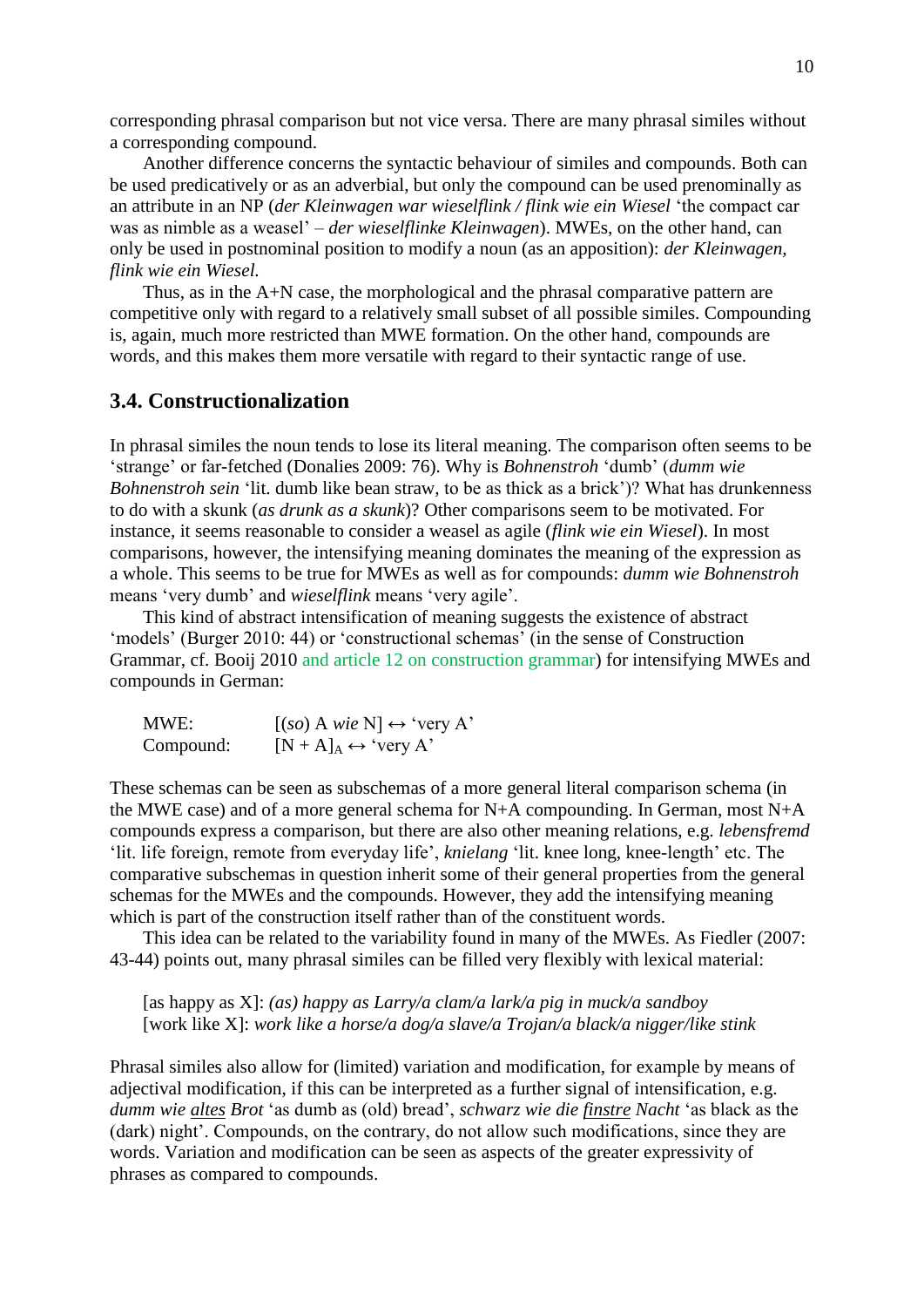corresponding phrasal comparison but not vice versa. There are many phrasal similes without a corresponding compound.

Another difference concerns the syntactic behaviour of similes and compounds. Both can be used predicatively or as an adverbial, but only the compound can be used prenominally as an attribute in an NP (*der Kleinwagen war wieselflink / flink wie ein Wiesel* 'the compact car was as nimble as a weasel' – *der wieselflinke Kleinwagen*). MWEs, on the other hand, can only be used in postnominal position to modify a noun (as an apposition): *der Kleinwagen, flink wie ein Wiesel.*

Thus, as in the A+N case, the morphological and the phrasal comparative pattern are competitive only with regard to a relatively small subset of all possible similes. Compounding is, again, much more restricted than MWE formation. On the other hand, compounds are words, and this makes them more versatile with regard to their syntactic range of use.

## 3.4. Constructionalization

In phrasal similes the noun tends to lose its literal meaning. The comparison often seems to be 'strange' or far-fetched (Donalies 2009: 76). Why is *Bohnenstroh* 'dumb' (*dumm wie Bohnenstroh sein* 'lit. dumb like bean straw, to be as thick as a brick')? What has drunkenness to do with a skunk (*as drunk as a skunk*)? Other comparisons seem to be motivated. For instance, it seems reasonable to consider a weasel as agile (*flink wie ein Wiesel*). In most comparisons, however, the intensifying meaning dominates the meaning of the expression as a whole. This seems to be true for MWEs as well as for compounds: *dumm wie Bohnenstroh* means 'very dumb' and *wieselflink* means 'very agile'.

This kind of abstract intensification of meaning suggests the existence of abstract 'models' (Burger 2010: 44) or 'constructional schemas' (in the sense of Construction Grammar, cf. Booij 2010 and article 12 on construction grammar) for intensifying MWEs and compounds in German:

MWE: [(*so*) A *wie* N] ↔ 'very A'
Compound: $[N + A]_A$ ↔ 'very A'

These schemas can be seen as subschemas of a more general literal comparison schema (in the MWE case) and of a more general schema for N+A compounding. In German, most N+A compounds express a comparison, but there are also other meaning relations, e.g. *lebensfremd* 'lit. life foreign, remote from everyday life', *knielang* 'lit. knee long, knee-length' etc. The comparative subschemas in question inherit some of their general properties from the general schemas for the MWEs and the compounds. However, they add the intensifying meaning which is part of the construction itself rather than of the constituent words.

This idea can be related to the variability found in many of the MWEs. As Fiedler (2007: 43-44) points out, many phrasal similes can be filled very flexibly with lexical material:

[as happy as X]: *(as) happy as Larry/a clam/a lark/a pig in muck/a sandboy*
[work like X]: *work like a horse/a dog/a slave/a Trojan/a black/a nigger/like stink*

Phrasal similes also allow for (limited) variation and modification, for example by means of adjectival modification, if this can be interpreted as a further signal of intensification, e.g. *dumm wie <u>altes</u> Brot* 'as dumb as (old) bread', *schwarz wie die <u>finstre</u> Nacht* 'as black as the (dark) night'. Compounds, on the contrary, do not allow such modifications, since they are words. Variation and modification can be seen as aspects of the greater expressivity of phrases as compared to compounds.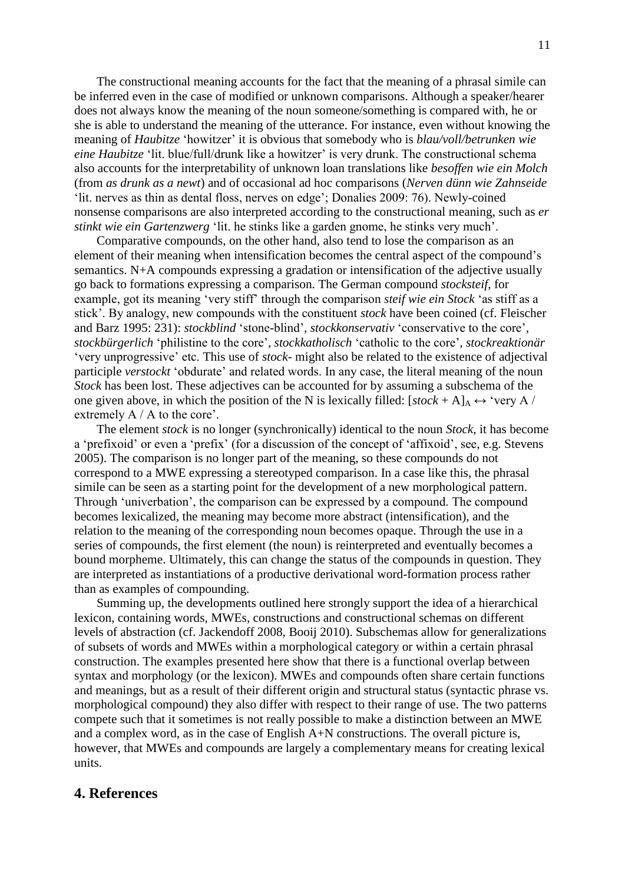The constructional meaning accounts for the fact that the meaning of a phrasal simile can be inferred even in the case of modified or unknown comparisons. Although a speaker/hearer does not always know the meaning of the noun someone/something is compared with, he or she is able to understand the meaning of the utterance. For instance, even without knowing the meaning of *Haubitze* 'howitzer' it is obvious that somebody who is *blau/voll/betrunken wie eine Haubitze* 'lit. blue/full/drunk like a howitzer' is very drunk. The constructional schema also accounts for the interpretability of unknown loan translations like *besoffen wie ein Molch* (from *as drunk as a newt*) and of occasional ad hoc comparisons (*Nerven dünn wie Zahnseide* 'lit. nerves as thin as dental floss, nerves on edge'; Donalies 2009: 76). Newly-coined nonsense comparisons are also interpreted according to the constructional meaning, such as *er stinkt wie ein Gartenzwerg* 'lit. he stinks like a garden gnome, he stinks very much'.

Comparative compounds, on the other hand, also tend to lose the comparison as an element of their meaning when intensification becomes the central aspect of the compound's semantics. N+A compounds expressing a gradation or intensification of the adjective usually go back to formations expressing a comparison. The German compound *stocksteif*, for example, got its meaning 'very stiff' through the comparison *steif wie ein Stock* 'as stiff as a stick'. By analogy, new compounds with the constituent *stock* have been coined (cf. Fleischer and Barz 1995: 231): *stockblind* 'stone-blind', *stockkonservativ* 'conservative to the core', *stockbürgerlich* 'philistine to the core', *stockkatholisch* 'catholic to the core', *stockreaktionär* 'very unprogressive' etc. This use of *stock-* might also be related to the existence of adjectival participle *verstockt* 'obdurate' and related words. In any case, the literal meaning of the noun *Stock* has been lost. These adjectives can be accounted for by assuming a subschema of the one given above, in which the position of the N is lexically filled: $[stock + \mathrm{A}]_{\mathrm{A}} \leftrightarrow$ 'very A / extremely A / A to the core'.

The element *stock* is no longer (synchronically) identical to the noun *Stock*, it has become a 'prefixoid' or even a 'prefix' (for a discussion of the concept of 'affixoid', see, e.g. Stevens 2005). The comparison is no longer part of the meaning, so these compounds do not correspond to a MWE expressing a stereotyped comparison. In a case like this, the phrasal simile can be seen as a starting point for the development of a new morphological pattern. Through 'univerbation', the comparison can be expressed by a compound. The compound becomes lexicalized, the meaning may become more abstract (intensification), and the relation to the meaning of the corresponding noun becomes opaque. Through the use in a series of compounds, the first element (the noun) is reinterpreted and eventually becomes a bound morpheme. Ultimately, this can change the status of the compounds in question. They are interpreted as instantiations of a productive derivational word-formation process rather than as examples of compounding.

Summing up, the developments outlined here strongly support the idea of a hierarchical lexicon, containing words, MWEs, constructions and constructional schemas on different levels of abstraction (cf. Jackendoff 2008, Booij 2010). Subschemas allow for generalizations of subsets of words and MWEs within a morphological category or within a certain phrasal construction. The examples presented here show that there is a functional overlap between syntax and morphology (or the lexicon). MWEs and compounds often share certain functions and meanings, but as a result of their different origin and structural status (syntactic phrase vs. morphological compound) they also differ with respect to their range of use. The two patterns compete such that it sometimes is not really possible to make a distinction between an MWE and a complex word, as in the case of English A+N constructions. The overall picture is, however, that MWEs and compounds are largely a complementary means for creating lexical units.

## 4. References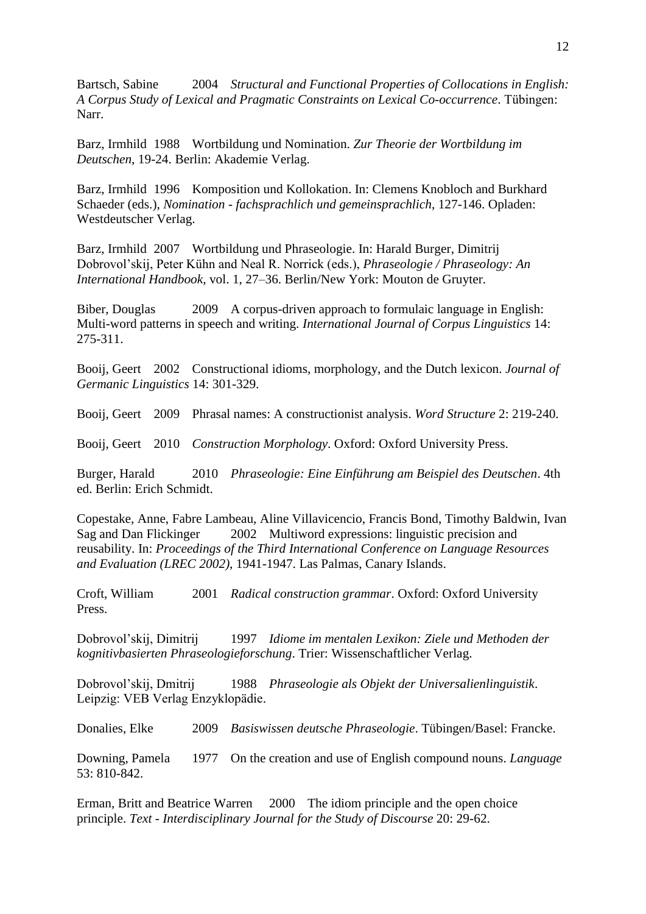Bartsch, Sabine 2004 *Structural and Functional Properties of Collocations in English: A Corpus Study of Lexical and Pragmatic Constraints on Lexical Co-occurrence*. Tübingen: Narr.

Barz, Irmhild 1988 Wortbildung und Nomination. *Zur Theorie der Wortbildung im Deutschen*, 19-24. Berlin: Akademie Verlag.

Barz, Irmhild 1996 Komposition und Kollokation. In: Clemens Knobloch and Burkhard Schaeder (eds.), *Nomination - fachsprachlich und gemeinsprachlich*, 127-146. Opladen: Westdeutscher Verlag.

Barz, Irmhild 2007 Wortbildung und Phraseologie. In: Harald Burger, Dimitrij Dobrovol'skij, Peter Kühn and Neal R. Norrick (eds.), *Phraseologie / Phraseology: An International Handbook*, vol. 1, 27–36. Berlin/New York: Mouton de Gruyter.

Biber, Douglas 2009 A corpus-driven approach to formulaic language in English: Multi-word patterns in speech and writing. *International Journal of Corpus Linguistics* 14: 275-311.

Booij, Geert 2002 Constructional idioms, morphology, and the Dutch lexicon. *Journal of Germanic Linguistics* 14: 301-329.

Booij, Geert 2009 Phrasal names: A constructionist analysis. *Word Structure* 2: 219-240.

Booij, Geert 2010 *Construction Morphology*. Oxford: Oxford University Press.

Burger, Harald 2010 *Phraseologie: Eine Einführung am Beispiel des Deutschen*. 4th ed. Berlin: Erich Schmidt.

Copestake, Anne, Fabre Lambeau, Aline Villavicencio, Francis Bond, Timothy Baldwin, Ivan Sag and Dan Flickinger 2002 Multiword expressions: linguistic precision and reusability. In: *Proceedings of the Third International Conference on Language Resources and Evaluation (LREC 2002)*, 1941-1947. Las Palmas, Canary Islands.

Croft, William 2001 *Radical construction grammar*. Oxford: Oxford University Press.

Dobrovol'skij, Dimitrij 1997 *Idiome im mentalen Lexikon: Ziele und Methoden der kognitivbasierten Phraseologieforschung*. Trier: Wissenschaftlicher Verlag.

Dobrovol'skij, Dmitrij 1988 *Phraseologie als Objekt der Universalienlinguistik*. Leipzig: VEB Verlag Enzyklopädie.

Donalies, Elke 2009 *Basiswissen deutsche Phraseologie*. Tübingen/Basel: Francke.

Downing, Pamela 1977 On the creation and use of English compound nouns. *Language* 53: 810-842.

Erman, Britt and Beatrice Warren 2000 The idiom principle and the open choice principle. *Text - Interdisciplinary Journal for the Study of Discourse* 20: 29-62.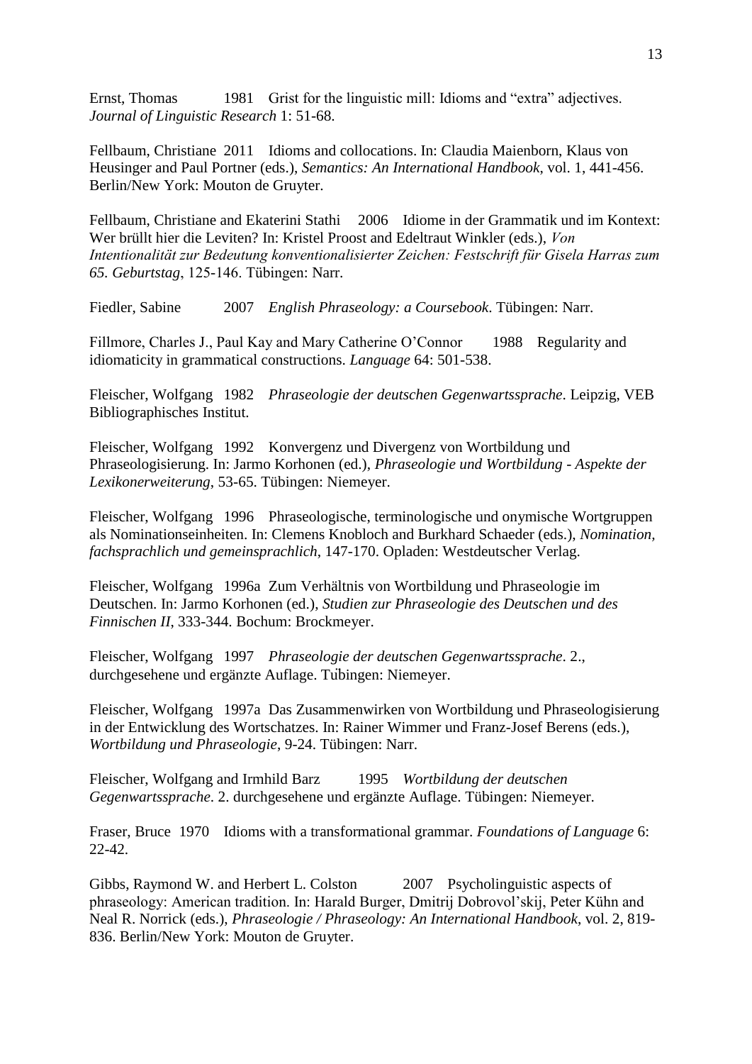Ernst, Thomas 1981 Grist for the linguistic mill: Idioms and "extra" adjectives. *Journal of Linguistic Research* 1: 51-68.

Fellbaum, Christiane 2011 Idioms and collocations. In: Claudia Maienborn, Klaus von Heusinger and Paul Portner (eds.), *Semantics: An International Handbook*, vol. 1, 441-456. Berlin/New York: Mouton de Gruyter.

Fellbaum, Christiane and Ekaterini Stathi 2006 Idiome in der Grammatik und im Kontext: Wer brüllt hier die Leviten? In: Kristel Proost and Edeltraut Winkler (eds.), *Von Intentionalität zur Bedeutung konventionalisierter Zeichen: Festschrift für Gisela Harras zum 65. Geburtstag*, 125-146. Tübingen: Narr.

Fiedler, Sabine 2007 *English Phraseology: a Coursebook*. Tübingen: Narr.

Fillmore, Charles J., Paul Kay and Mary Catherine O'Connor 1988 Regularity and idiomaticity in grammatical constructions. *Language* 64: 501-538.

Fleischer, Wolfgang 1982 *Phraseologie der deutschen Gegenwartssprache*. Leipzig, VEB Bibliographisches Institut.

Fleischer, Wolfgang 1992 Konvergenz und Divergenz von Wortbildung und Phraseologisierung. In: Jarmo Korhonen (ed.), *Phraseologie und Wortbildung - Aspekte der Lexikonerweiterung*, 53-65. Tübingen: Niemeyer.

Fleischer, Wolfgang 1996 Phraseologische, terminologische und onymische Wortgruppen als Nominationseinheiten. In: Clemens Knobloch and Burkhard Schaeder (eds.), *Nomination, fachsprachlich und gemeinsprachlich*, 147-170. Opladen: Westdeutscher Verlag.

Fleischer, Wolfgang 1996a Zum Verhältnis von Wortbildung und Phraseologie im Deutschen. In: Jarmo Korhonen (ed.), *Studien zur Phraseologie des Deutschen und des Finnischen II*, 333-344. Bochum: Brockmeyer.

Fleischer, Wolfgang 1997 *Phraseologie der deutschen Gegenwartssprache*. 2., durchgesehene und ergänzte Auflage. Tübingen: Niemeyer.

Fleischer, Wolfgang 1997a Das Zusammenwirken von Wortbildung und Phraseologisierung in der Entwicklung des Wortschatzes. In: Rainer Wimmer und Franz-Josef Berens (eds.), *Wortbildung und Phraseologie*, 9-24. Tübingen: Narr.

Fleischer, Wolfgang and Irmhild Barz 1995 *Wortbildung der deutschen Gegenwartssprache*. 2. durchgesehene und ergänzte Auflage. Tübingen: Niemeyer.

Fraser, Bruce 1970 Idioms with a transformational grammar. *Foundations of Language* 6: 22-42.

Gibbs, Raymond W. and Herbert L. Colston 2007 Psycholinguistic aspects of phraseology: American tradition. In: Harald Burger, Dmitrij Dobrovol'skij, Peter Kühn and Neal R. Norrick (eds.), *Phraseologie / Phraseology: An International Handbook*, vol. 2, 819-836. Berlin/New York: Mouton de Gruyter.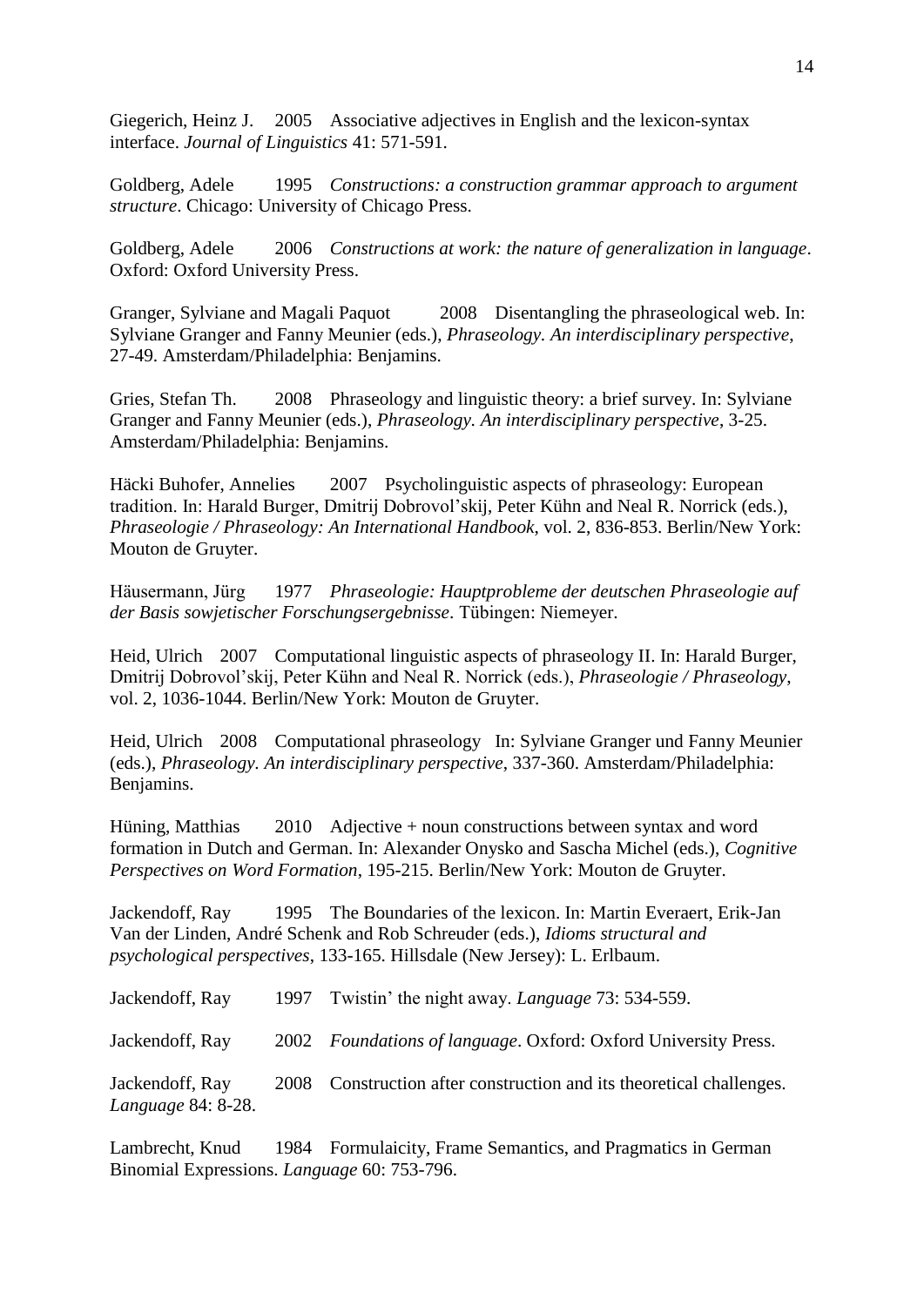Giegerich, Heinz J. 2005 Associative adjectives in English and the lexicon-syntax interface. *Journal of Linguistics* 41: 571-591.

Goldberg, Adele 1995 *Constructions: a construction grammar approach to argument structure*. Chicago: University of Chicago Press.

Goldberg, Adele 2006 *Constructions at work: the nature of generalization in language*. Oxford: Oxford University Press.

Granger, Sylviane and Magali Paquot 2008 Disentangling the phraseological web. In: Sylviane Granger and Fanny Meunier (eds.), *Phraseology. An interdisciplinary perspective*, 27-49. Amsterdam/Philadelphia: Benjamins.

Gries, Stefan Th. 2008 Phraseology and linguistic theory: a brief survey. In: Sylviane Granger and Fanny Meunier (eds.), *Phraseology. An interdisciplinary perspective*, 3-25. Amsterdam/Philadelphia: Benjamins.

Häcki Buhofer, Annelies 2007 Psycholinguistic aspects of phraseology: European tradition. In: Harald Burger, Dmitrij Dobrovol'skij, Peter Kühn and Neal R. Norrick (eds.), *Phraseologie / Phraseology: An International Handbook*, vol. 2, 836-853. Berlin/New York: Mouton de Gruyter.

Häusermann, Jürg 1977 *Phraseologie: Hauptprobleme der deutschen Phraseologie auf der Basis sowjetischer Forschungsergebnisse*. Tübingen: Niemeyer.

Heid, Ulrich 2007 Computational linguistic aspects of phraseology II. In: Harald Burger, Dmitrij Dobrovol'skij, Peter Kühn and Neal R. Norrick (eds.), *Phraseologie / Phraseology*, vol. 2, 1036-1044. Berlin/New York: Mouton de Gruyter.

Heid, Ulrich 2008 Computational phraseology In: Sylviane Granger und Fanny Meunier (eds.), *Phraseology. An interdisciplinary perspective*, 337-360. Amsterdam/Philadelphia: Benjamins.

Hüning, Matthias 2010 Adjective + noun constructions between syntax and word formation in Dutch and German. In: Alexander Onysko and Sascha Michel (eds.), *Cognitive Perspectives on Word Formation*, 195-215. Berlin/New York: Mouton de Gruyter.

Jackendoff, Ray 1995 The Boundaries of the lexicon. In: Martin Everaert, Erik-Jan Van der Linden, André Schenk and Rob Schreuder (eds.), *Idioms structural and psychological perspectives*, 133-165. Hillsdale (New Jersey): L. Erlbaum.

Jackendoff, Ray 1997 Twistin' the night away. *Language* 73: 534-559.

Jackendoff, Ray 2002 *Foundations of language*. Oxford: Oxford University Press.

Jackendoff, Ray 2008 Construction after construction and its theoretical challenges. *Language* 84: 8-28.

Lambrecht, Knud 1984 Formulaicity, Frame Semantics, and Pragmatics in German Binomial Expressions. *Language* 60: 753-796.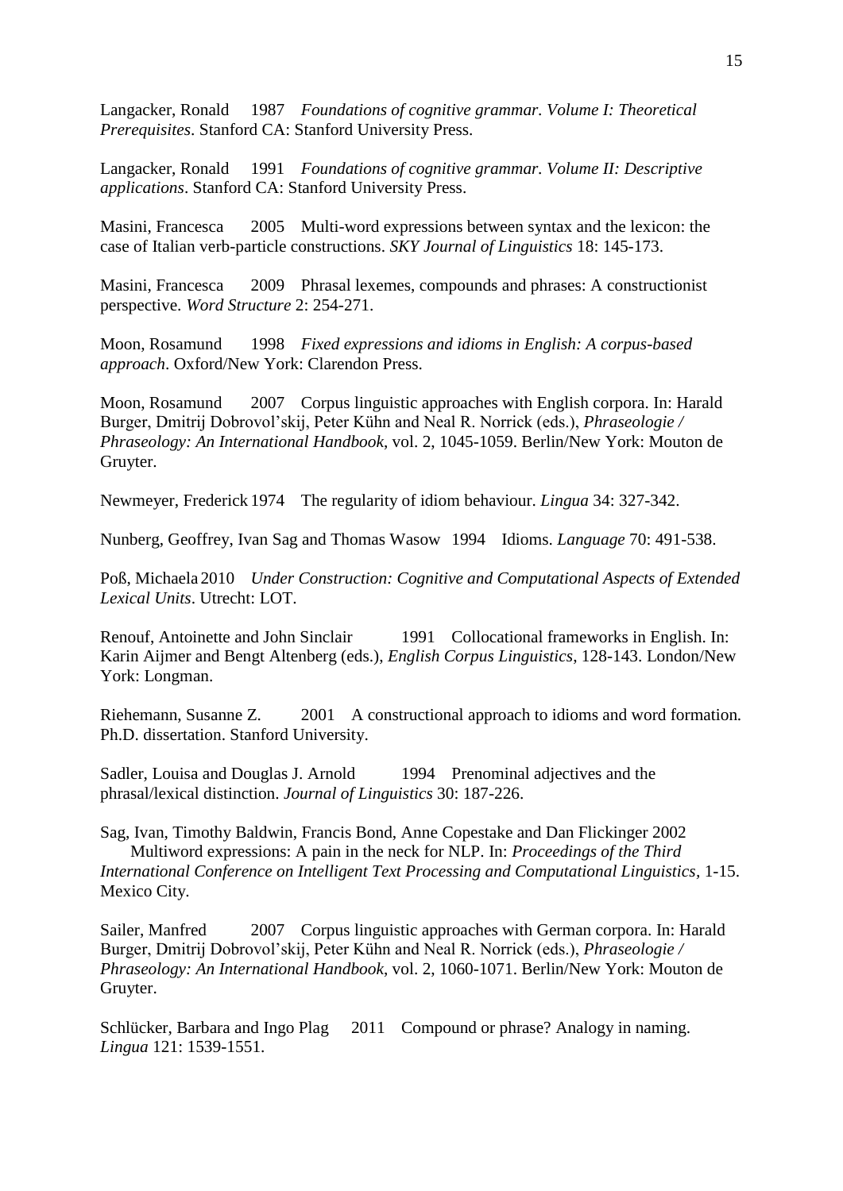Langacker, Ronald 1987 *Foundations of cognitive grammar. Volume I: Theoretical Prerequisites*. Stanford CA: Stanford University Press.

Langacker, Ronald 1991 *Foundations of cognitive grammar. Volume II: Descriptive applications*. Stanford CA: Stanford University Press.

Masini, Francesca 2005 Multi-word expressions between syntax and the lexicon: the case of Italian verb-particle constructions. *SKY Journal of Linguistics* 18: 145-173.

Masini, Francesca 2009 Phrasal lexemes, compounds and phrases: A constructionist perspective. *Word Structure* 2: 254-271.

Moon, Rosamund 1998 *Fixed expressions and idioms in English: A corpus-based approach*. Oxford/New York: Clarendon Press.

Moon, Rosamund 2007 Corpus linguistic approaches with English corpora. In: Harald Burger, Dmitrij Dobrovol'skij, Peter Kühn and Neal R. Norrick (eds.), *Phraseologie / Phraseology: An International Handbook*, vol. 2, 1045-1059. Berlin/New York: Mouton de Gruyter.

Newmeyer, Frederick 1974 The regularity of idiom behaviour. *Lingua* 34: 327-342.

Nunberg, Geoffrey, Ivan Sag and Thomas Wasow 1994 Idioms. *Language* 70: 491-538.

Poß, Michaela 2010 *Under Construction: Cognitive and Computational Aspects of Extended Lexical Units*. Utrecht: LOT.

Renouf, Antoinette and John Sinclair 1991 Collocational frameworks in English. In: Karin Aijmer and Bengt Altenberg (eds.), *English Corpus Linguistics*, 128-143. London/New York: Longman.

Riehemann, Susanne Z. 2001 A constructional approach to idioms and word formation. Ph.D. dissertation. Stanford University.

Sadler, Louisa and Douglas J. Arnold 1994 Prenominal adjectives and the phrasal/lexical distinction. *Journal of Linguistics* 30: 187-226.

Sag, Ivan, Timothy Baldwin, Francis Bond, Anne Copestake and Dan Flickinger 2002 Multiword expressions: A pain in the neck for NLP. In: *Proceedings of the Third International Conference on Intelligent Text Processing and Computational Linguistics*, 1-15. Mexico City.

Sailer, Manfred 2007 Corpus linguistic approaches with German corpora. In: Harald Burger, Dmitrij Dobrovol'skij, Peter Kühn and Neal R. Norrick (eds.), *Phraseologie / Phraseology: An International Handbook*, vol. 2, 1060-1071. Berlin/New York: Mouton de Gruyter.

Schlücker, Barbara and Ingo Plag 2011 Compound or phrase? Analogy in naming. *Lingua* 121: 1539-1551.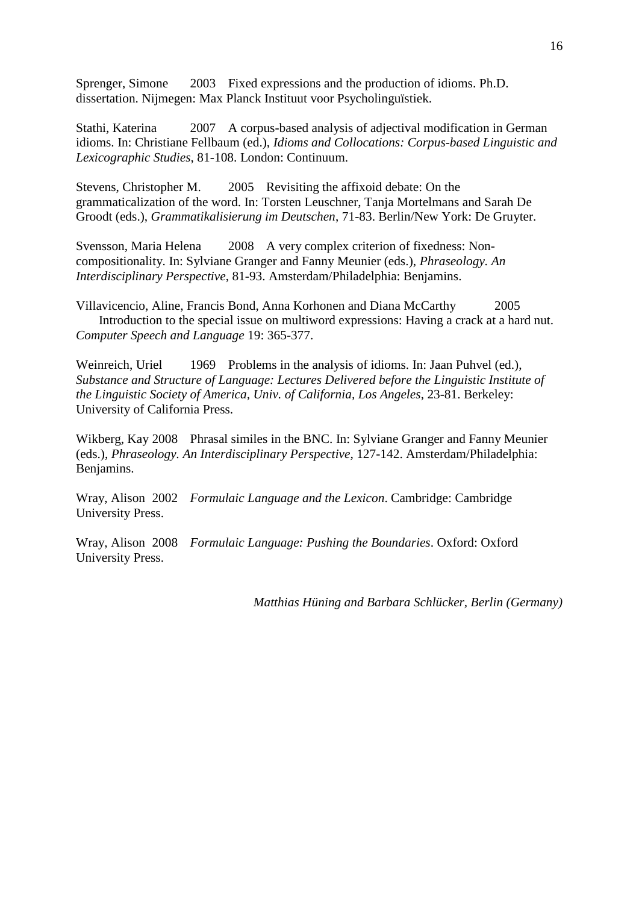Sprenger, Simone 2003 Fixed expressions and the production of idioms. Ph.D. dissertation. Nijmegen: Max Planck Instituut voor Psycholinguïstiek.

Stathi, Katerina 2007 A corpus-based analysis of adjectival modification in German idioms. In: Christiane Fellbaum (ed.), *Idioms and Collocations: Corpus-based Linguistic and Lexicographic Studies*, 81-108. London: Continuum.

Stevens, Christopher M. 2005 Revisiting the affixoid debate: On the grammaticalization of the word. In: Torsten Leuschner, Tanja Mortelmans and Sarah De Groodt (eds.), *Grammatikalisierung im Deutschen*, 71-83. Berlin/New York: De Gruyter.

Svensson, Maria Helena 2008 A very complex criterion of fixedness: Non-compositionality. In: Sylviane Granger and Fanny Meunier (eds.), *Phraseology. An Interdisciplinary Perspective*, 81-93. Amsterdam/Philadelphia: Benjamins.

Villavicencio, Aline, Francis Bond, Anna Korhonen and Diana McCarthy 2005 Introduction to the special issue on multiword expressions: Having a crack at a hard nut. *Computer Speech and Language* 19: 365-377.

Weinreich, Uriel 1969 Problems in the analysis of idioms. In: Jaan Puhvel (ed.), *Substance and Structure of Language: Lectures Delivered before the Linguistic Institute of the Linguistic Society of America, Univ. of California, Los Angeles*, 23-81. Berkeley: University of California Press.

Wikberg, Kay 2008 Phrasal similes in the BNC. In: Sylviane Granger and Fanny Meunier (eds.), *Phraseology. An Interdisciplinary Perspective*, 127-142. Amsterdam/Philadelphia: Benjamins.

Wray, Alison 2002 *Formulaic Language and the Lexicon*. Cambridge: Cambridge University Press.

Wray, Alison 2008 *Formulaic Language: Pushing the Boundaries*. Oxford: Oxford University Press.

*Matthias Hüning and Barbara Schlücker, Berlin (Germany)*